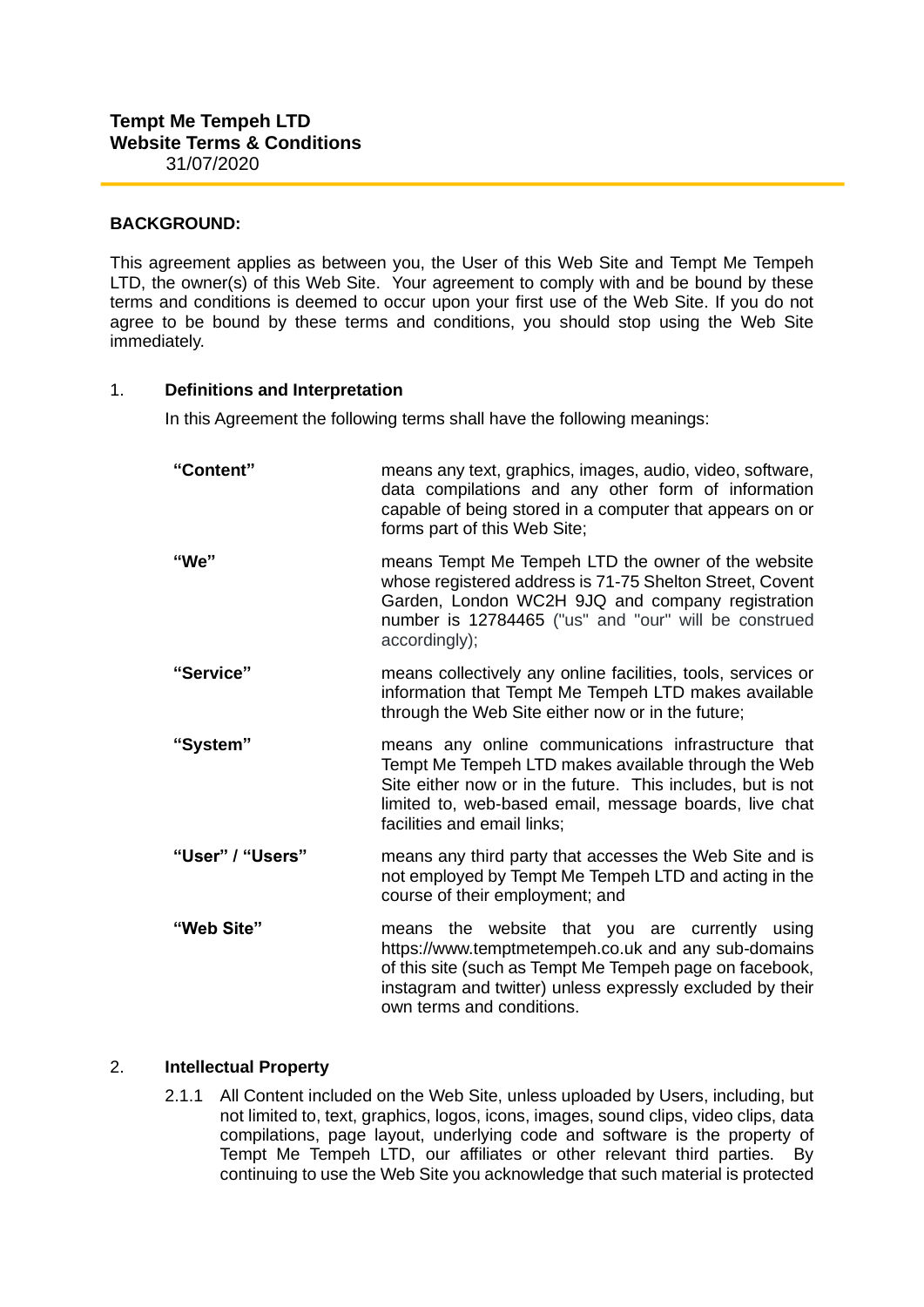**Tempt Me Tempeh LTD**
**Website Terms & Conditions**
31/07/2020

**BACKGROUND:**

This agreement applies as between you, the User of this Web Site and Tempt Me Tempeh LTD, the owner(s) of this Web Site. Your agreement to comply with and be bound by these terms and conditions is deemed to occur upon your first use of the Web Site. If you do not agree to be bound by these terms and conditions, you should stop using the Web Site immediately.

1. **Definitions and Interpretation**

In this Agreement the following terms shall have the following meanings:

| | |
|---|---|
| **"Content"** | means any text, graphics, images, audio, video, software, data compilations and any other form of information capable of being stored in a computer that appears on or forms part of this Web Site; |
| **"We"** | means Tempt Me Tempeh LTD the owner of the website whose registered address is 71-75 Shelton Street, Covent Garden, London WC2H 9JQ and company registration number is 12784465 ("us" and "our" will be construed accordingly); |
| **"Service"** | means collectively any online facilities, tools, services or information that Tempt Me Tempeh LTD makes available through the Web Site either now or in the future; |
| **"System"** | means any online communications infrastructure that Tempt Me Tempeh LTD makes available through the Web Site either now or in the future. This includes, but is not limited to, web-based email, message boards, live chat facilities and email links; |
| **"User" / "Users"** | means any third party that accesses the Web Site and is not employed by Tempt Me Tempeh LTD and acting in the course of their employment; and |
| **"Web Site"** | means the website that you are currently using https://www.temptmetempeh.co.uk and any sub-domains of this site (such as Tempt Me Tempeh page on facebook, instagram and twitter) unless expressly excluded by their own terms and conditions. |

2. **Intellectual Property**

2.1.1 All Content included on the Web Site, unless uploaded by Users, including, but not limited to, text, graphics, logos, icons, images, sound clips, video clips, data compilations, page layout, underlying code and software is the property of Tempt Me Tempeh LTD, our affiliates or other relevant third parties. By continuing to use the Web Site you acknowledge that such material is protected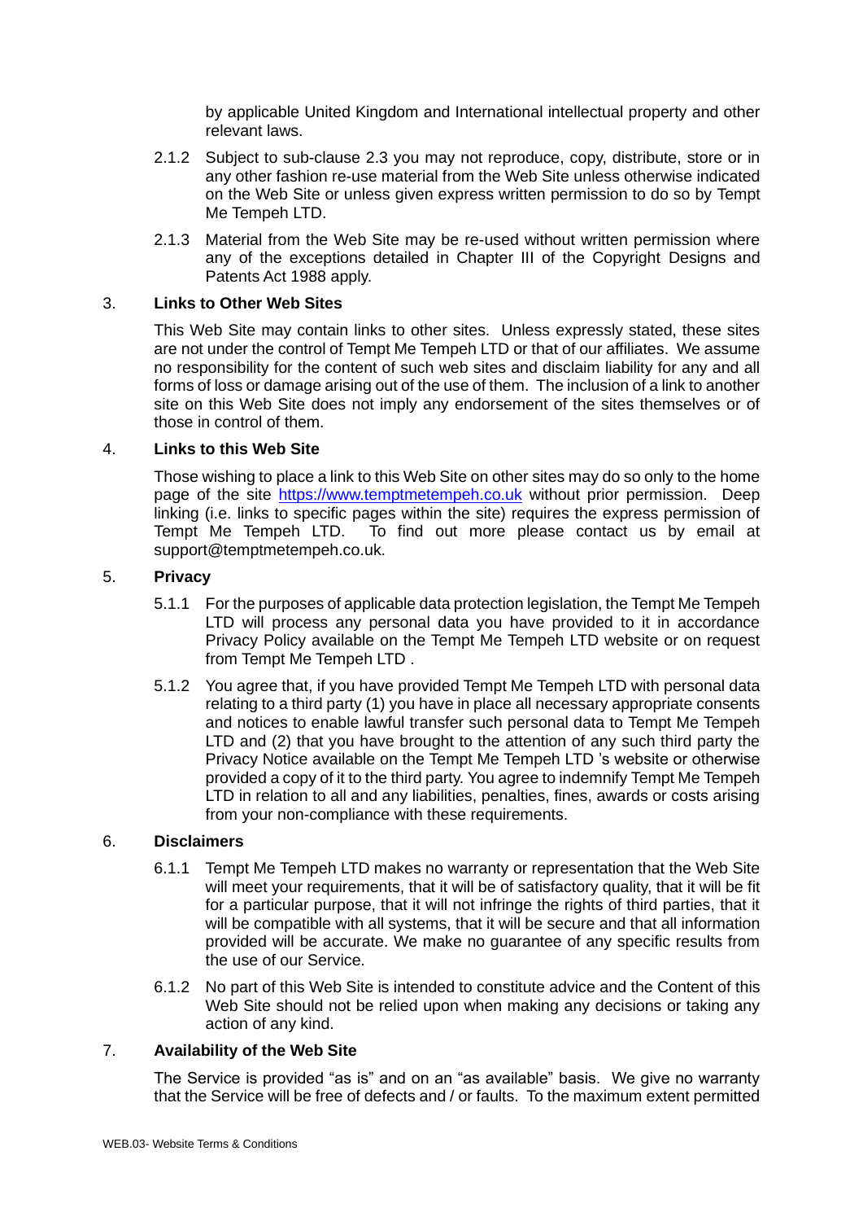by applicable United Kingdom and International intellectual property and other relevant laws.

2.1.2 Subject to sub-clause 2.3 you may not reproduce, copy, distribute, store or in any other fashion re-use material from the Web Site unless otherwise indicated on the Web Site or unless given express written permission to do so by Tempt Me Tempeh LTD.

2.1.3 Material from the Web Site may be re-used without written permission where any of the exceptions detailed in Chapter III of the Copyright Designs and Patents Act 1988 apply.

## 3. **Links to Other Web Sites**

This Web Site may contain links to other sites. Unless expressly stated, these sites are not under the control of Tempt Me Tempeh LTD or that of our affiliates. We assume no responsibility for the content of such web sites and disclaim liability for any and all forms of loss or damage arising out of the use of them. The inclusion of a link to another site on this Web Site does not imply any endorsement of the sites themselves or of those in control of them.

## 4. **Links to this Web Site**

Those wishing to place a link to this Web Site on other sites may do so only to the home page of the site [https://www.temptmetempeh.co.uk](https://www.temptmetempeh.co.uk) without prior permission. Deep linking (i.e. links to specific pages within the site) requires the express permission of Tempt Me Tempeh LTD. To find out more please contact us by email at support@temptmetempeh.co.uk.

## 5. **Privacy**

5.1.1 For the purposes of applicable data protection legislation, the Tempt Me Tempeh LTD will process any personal data you have provided to it in accordance Privacy Policy available on the Tempt Me Tempeh LTD website or on request from Tempt Me Tempeh LTD .

5.1.2 You agree that, if you have provided Tempt Me Tempeh LTD with personal data relating to a third party (1) you have in place all necessary appropriate consents and notices to enable lawful transfer such personal data to Tempt Me Tempeh LTD and (2) that you have brought to the attention of any such third party the Privacy Notice available on the Tempt Me Tempeh LTD 's website or otherwise provided a copy of it to the third party. You agree to indemnify Tempt Me Tempeh LTD in relation to all and any liabilities, penalties, fines, awards or costs arising from your non-compliance with these requirements.

## 6. **Disclaimers**

6.1.1 Tempt Me Tempeh LTD makes no warranty or representation that the Web Site will meet your requirements, that it will be of satisfactory quality, that it will be fit for a particular purpose, that it will not infringe the rights of third parties, that it will be compatible with all systems, that it will be secure and that all information provided will be accurate. We make no guarantee of any specific results from the use of our Service.

6.1.2 No part of this Web Site is intended to constitute advice and the Content of this Web Site should not be relied upon when making any decisions or taking any action of any kind.

## 7. **Availability of the Web Site**

The Service is provided "as is" and on an "as available" basis. We give no warranty that the Service will be free of defects and / or faults. To the maximum extent permitted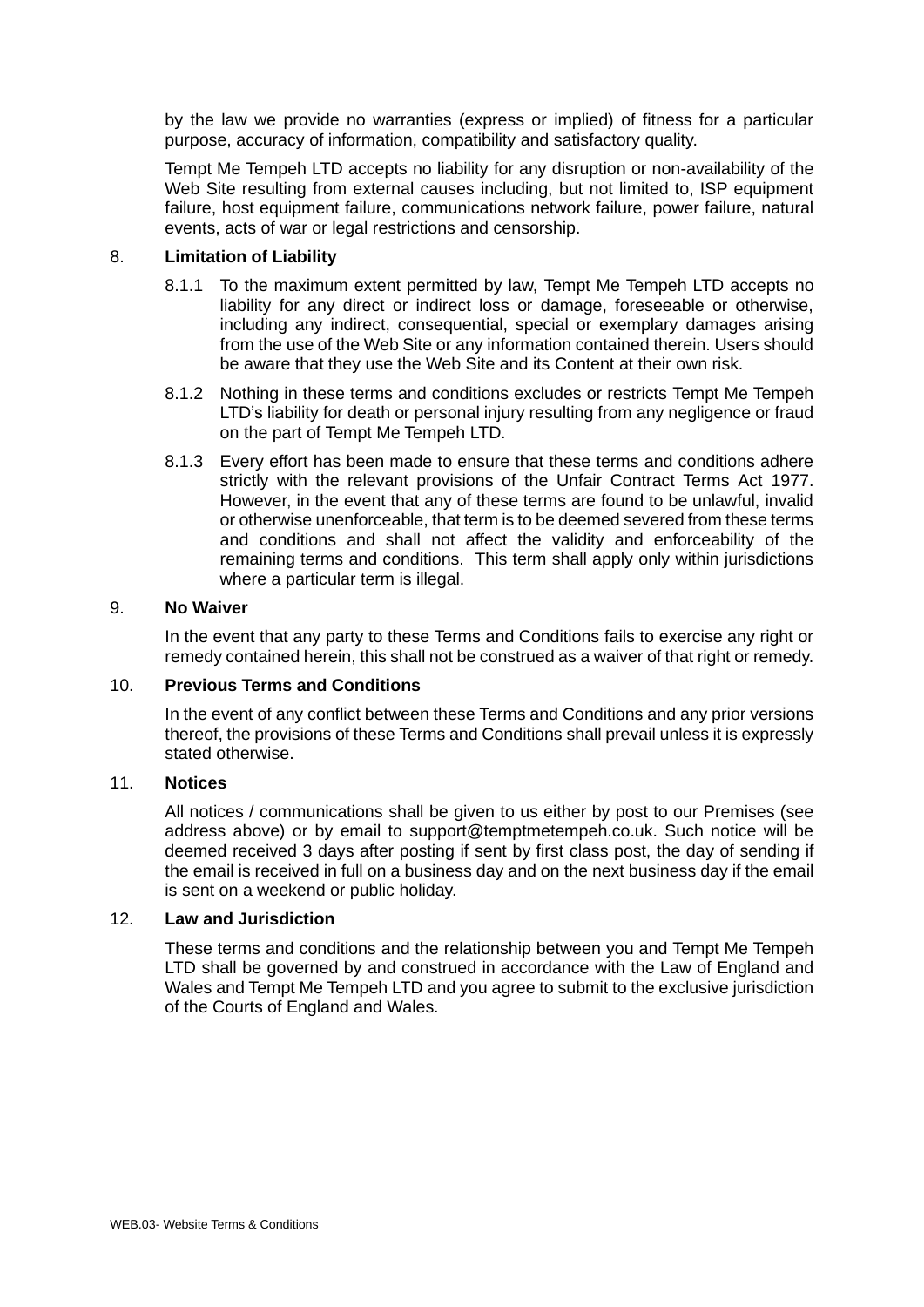by the law we provide no warranties (express or implied) of fitness for a particular purpose, accuracy of information, compatibility and satisfactory quality.

Tempt Me Tempeh LTD accepts no liability for any disruption or non-availability of the Web Site resulting from external causes including, but not limited to, ISP equipment failure, host equipment failure, communications network failure, power failure, natural events, acts of war or legal restrictions and censorship.

8. **Limitation of Liability**

8.1.1 To the maximum extent permitted by law, Tempt Me Tempeh LTD accepts no liability for any direct or indirect loss or damage, foreseeable or otherwise, including any indirect, consequential, special or exemplary damages arising from the use of the Web Site or any information contained therein. Users should be aware that they use the Web Site and its Content at their own risk.

8.1.2 Nothing in these terms and conditions excludes or restricts Tempt Me Tempeh LTD's liability for death or personal injury resulting from any negligence or fraud on the part of Tempt Me Tempeh LTD.

8.1.3 Every effort has been made to ensure that these terms and conditions adhere strictly with the relevant provisions of the Unfair Contract Terms Act 1977. However, in the event that any of these terms are found to be unlawful, invalid or otherwise unenforceable, that term is to be deemed severed from these terms and conditions and shall not affect the validity and enforceability of the remaining terms and conditions. This term shall apply only within jurisdictions where a particular term is illegal.

9. **No Waiver**

In the event that any party to these Terms and Conditions fails to exercise any right or remedy contained herein, this shall not be construed as a waiver of that right or remedy.

10. **Previous Terms and Conditions**

In the event of any conflict between these Terms and Conditions and any prior versions thereof, the provisions of these Terms and Conditions shall prevail unless it is expressly stated otherwise.

11. **Notices**

All notices / communications shall be given to us either by post to our Premises (see address above) or by email to support@temptmetempeh.co.uk. Such notice will be deemed received 3 days after posting if sent by first class post, the day of sending if the email is received in full on a business day and on the next business day if the email is sent on a weekend or public holiday.

12. **Law and Jurisdiction**

These terms and conditions and the relationship between you and Tempt Me Tempeh LTD shall be governed by and construed in accordance with the Law of England and Wales and Tempt Me Tempeh LTD and you agree to submit to the exclusive jurisdiction of the Courts of England and Wales.